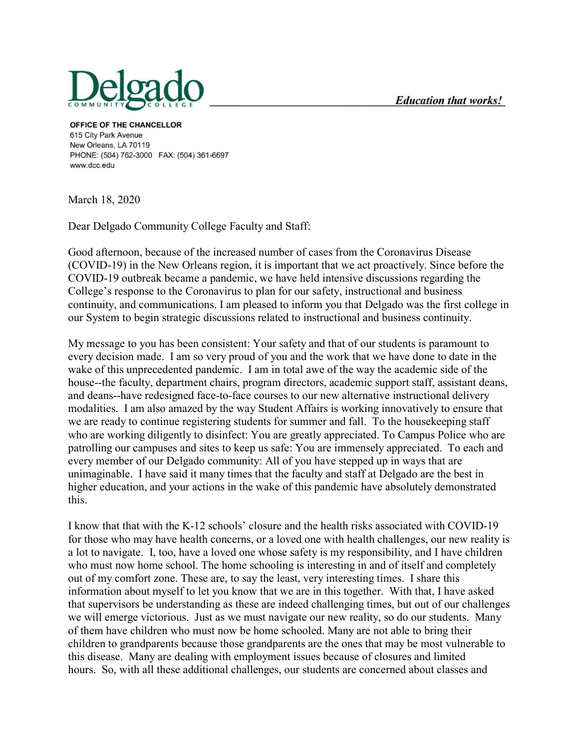**Delgado**
COMMUNITY COLLEGE

***Education that works!***

**OFFICE OF THE CHANCELLOR**
615 City Park Avenue
New Orleans, LA 70119
PHONE: (504) 762-3000 FAX: (504) 361-6697
www.dcc.edu

March 18, 2020

Dear Delgado Community College Faculty and Staff:

Good afternoon, because of the increased number of cases from the Coronavirus Disease (COVID-19) in the New Orleans region, it is important that we act proactively. Since before the COVID-19 outbreak became a pandemic, we have held intensive discussions regarding the College's response to the Coronavirus to plan for our safety, instructional and business continuity, and communications. I am pleased to inform you that Delgado was the first college in our System to begin strategic discussions related to instructional and business continuity.

My message to you has been consistent: Your safety and that of our students is paramount to every decision made. I am so very proud of you and the work that we have done to date in the wake of this unprecedented pandemic. I am in total awe of the way the academic side of the house--the faculty, department chairs, program directors, academic support staff, assistant deans, and deans--have redesigned face-to-face courses to our new alternative instructional delivery modalities. I am also amazed by the way Student Affairs is working innovatively to ensure that we are ready to continue registering students for summer and fall. To the housekeeping staff who are working diligently to disinfect: You are greatly appreciated. To Campus Police who are patrolling our campuses and sites to keep us safe: You are immensely appreciated. To each and every member of our Delgado community: All of you have stepped up in ways that are unimaginable. I have said it many times that the faculty and staff at Delgado are the best in higher education, and your actions in the wake of this pandemic have absolutely demonstrated this.

I know that that with the K-12 schools' closure and the health risks associated with COVID-19 for those who may have health concerns, or a loved one with health challenges, our new reality is a lot to navigate. I, too, have a loved one whose safety is my responsibility, and I have children who must now home school. The home schooling is interesting in and of itself and completely out of my comfort zone. These are, to say the least, very interesting times. I share this information about myself to let you know that we are in this together. With that, I have asked that supervisors be understanding as these are indeed challenging times, but out of our challenges we will emerge victorious. Just as we must navigate our new reality, so do our students. Many of them have children who must now be home schooled. Many are not able to bring their children to grandparents because those grandparents are the ones that may be most vulnerable to this disease. Many are dealing with employment issues because of closures and limited hours. So, with all these additional challenges, our students are concerned about classes and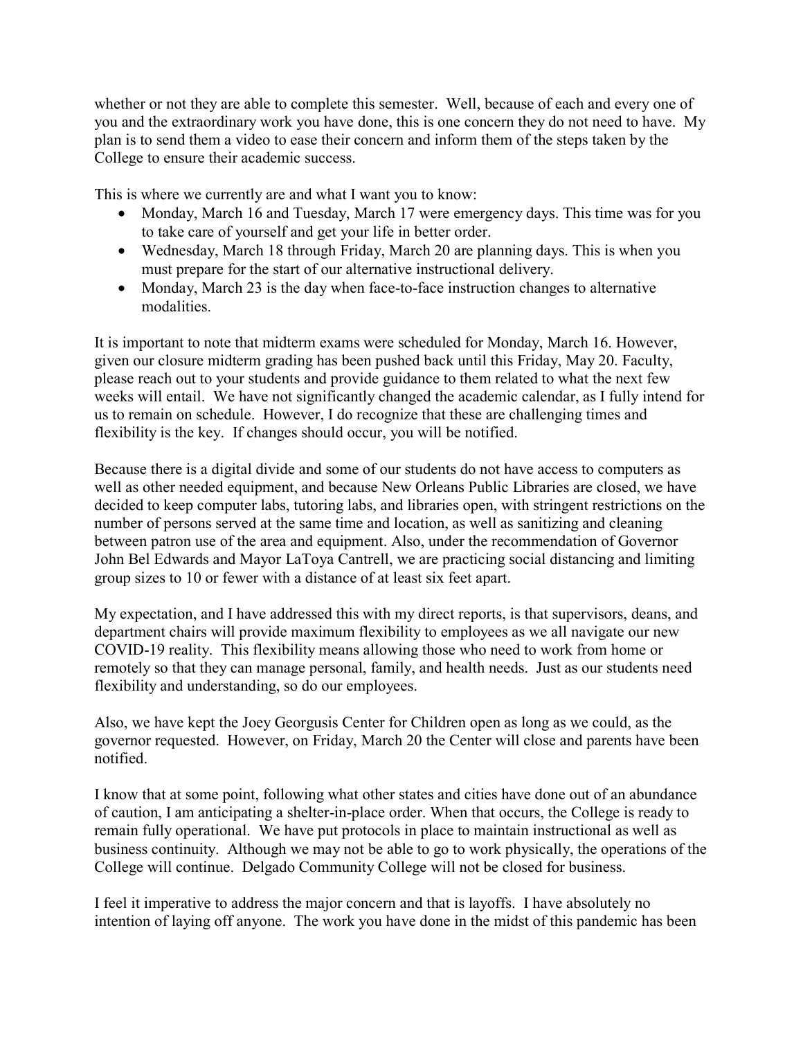whether or not they are able to complete this semester. Well, because of each and every one of you and the extraordinary work you have done, this is one concern they do not need to have. My plan is to send them a video to ease their concern and inform them of the steps taken by the College to ensure their academic success.

This is where we currently are and what I want you to know:

- Monday, March 16 and Tuesday, March 17 were emergency days. This time was for you to take care of yourself and get your life in better order.
- Wednesday, March 18 through Friday, March 20 are planning days. This is when you must prepare for the start of our alternative instructional delivery.
- Monday, March 23 is the day when face-to-face instruction changes to alternative modalities.

It is important to note that midterm exams were scheduled for Monday, March 16. However, given our closure midterm grading has been pushed back until this Friday, May 20. Faculty, please reach out to your students and provide guidance to them related to what the next few weeks will entail. We have not significantly changed the academic calendar, as I fully intend for us to remain on schedule. However, I do recognize that these are challenging times and flexibility is the key. If changes should occur, you will be notified.

Because there is a digital divide and some of our students do not have access to computers as well as other needed equipment, and because New Orleans Public Libraries are closed, we have decided to keep computer labs, tutoring labs, and libraries open, with stringent restrictions on the number of persons served at the same time and location, as well as sanitizing and cleaning between patron use of the area and equipment. Also, under the recommendation of Governor John Bel Edwards and Mayor LaToya Cantrell, we are practicing social distancing and limiting group sizes to 10 or fewer with a distance of at least six feet apart.

My expectation, and I have addressed this with my direct reports, is that supervisors, deans, and department chairs will provide maximum flexibility to employees as we all navigate our new COVID-19 reality. This flexibility means allowing those who need to work from home or remotely so that they can manage personal, family, and health needs. Just as our students need flexibility and understanding, so do our employees.

Also, we have kept the Joey Georgusis Center for Children open as long as we could, as the governor requested. However, on Friday, March 20 the Center will close and parents have been notified.

I know that at some point, following what other states and cities have done out of an abundance of caution, I am anticipating a shelter-in-place order. When that occurs, the College is ready to remain fully operational. We have put protocols in place to maintain instructional as well as business continuity. Although we may not be able to go to work physically, the operations of the College will continue. Delgado Community College will not be closed for business.

I feel it imperative to address the major concern and that is layoffs. I have absolutely no intention of laying off anyone. The work you have done in the midst of this pandemic has been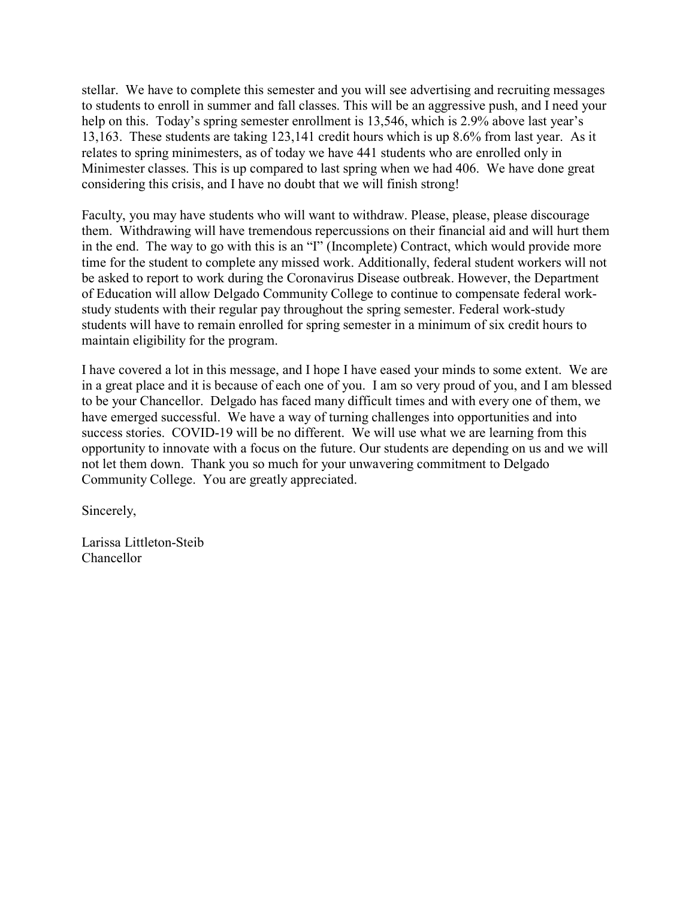stellar. We have to complete this semester and you will see advertising and recruiting messages to students to enroll in summer and fall classes. This will be an aggressive push, and I need your help on this. Today's spring semester enrollment is 13,546, which is 2.9% above last year's 13,163. These students are taking 123,141 credit hours which is up 8.6% from last year. As it relates to spring minimesters, as of today we have 441 students who are enrolled only in Minimester classes. This is up compared to last spring when we had 406. We have done great considering this crisis, and I have no doubt that we will finish strong!

Faculty, you may have students who will want to withdraw. Please, please, please discourage them. Withdrawing will have tremendous repercussions on their financial aid and will hurt them in the end. The way to go with this is an "I" (Incomplete) Contract, which would provide more time for the student to complete any missed work. Additionally, federal student workers will not be asked to report to work during the Coronavirus Disease outbreak. However, the Department of Education will allow Delgado Community College to continue to compensate federal work-study students with their regular pay throughout the spring semester. Federal work-study students will have to remain enrolled for spring semester in a minimum of six credit hours to maintain eligibility for the program.

I have covered a lot in this message, and I hope I have eased your minds to some extent. We are in a great place and it is because of each one of you. I am so very proud of you, and I am blessed to be your Chancellor. Delgado has faced many difficult times and with every one of them, we have emerged successful. We have a way of turning challenges into opportunities and into success stories. COVID-19 will be no different. We will use what we are learning from this opportunity to innovate with a focus on the future. Our students are depending on us and we will not let them down. Thank you so much for your unwavering commitment to Delgado Community College. You are greatly appreciated.

Sincerely,

Larissa Littleton-Steib
Chancellor